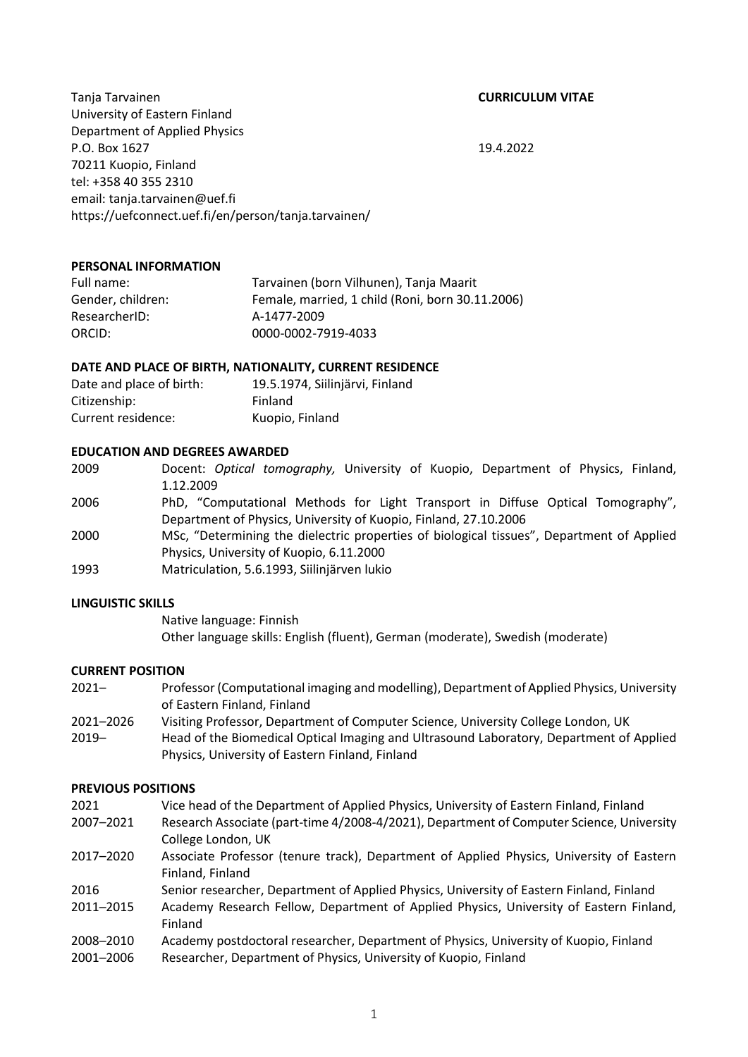Tanja Tarvainen
University of Eastern Finland
Department of Applied Physics
P.O. Box 1627
70211 Kuopio, Finland
tel: +358 40 355 2310
email: tanja.tarvainen@uef.fi
https://uefconnect.uef.fi/en/person/tanja.tarvainen/

**CURRICULUM VITAE**

19.4.2022

## PERSONAL INFORMATION

| | |
|---|---|
| Full name: | Tarvainen (born Vilhunen), Tanja Maarit |
| Gender, children: | Female, married, 1 child (Roni, born 30.11.2006) |
| ResearcherID: | A-1477-2009 |
| ORCID: | 0000-0002-7919-4033 |

## DATE AND PLACE OF BIRTH, NATIONALITY, CURRENT RESIDENCE

| | |
|---|---|
| Date and place of birth: | 19.5.1974, Siilinjärvi, Finland |
| Citizenship: | Finland |
| Current residence: | Kuopio, Finland |

## EDUCATION AND DEGREES AWARDED

| | |
|---|---|
| 2009 | Docent: *Optical tomography,* University of Kuopio, Department of Physics, Finland, 1.12.2009 |
| 2006 | PhD, "Computational Methods for Light Transport in Diffuse Optical Tomography", Department of Physics, University of Kuopio, Finland, 27.10.2006 |
| 2000 | MSc, "Determining the dielectric properties of biological tissues", Department of Applied Physics, University of Kuopio, 6.11.2000 |
| 1993 | Matriculation, 5.6.1993, Siilinjärven lukio |

## LINGUISTIC SKILLS

Native language: Finnish
Other language skills: English (fluent), German (moderate), Swedish (moderate)

## CURRENT POSITION

| | |
|---|---|
| 2021– | Professor (Computational imaging and modelling), Department of Applied Physics, University of Eastern Finland, Finland |
| 2021–2026 | Visiting Professor, Department of Computer Science, University College London, UK |
| 2019– | Head of the Biomedical Optical Imaging and Ultrasound Laboratory, Department of Applied Physics, University of Eastern Finland, Finland |

## PREVIOUS POSITIONS

| | |
|---|---|
| 2021 | Vice head of the Department of Applied Physics, University of Eastern Finland, Finland |
| 2007–2021 | Research Associate (part-time 4/2008-4/2021), Department of Computer Science, University College London, UK |
| 2017–2020 | Associate Professor (tenure track), Department of Applied Physics, University of Eastern Finland, Finland |
| 2016 | Senior researcher, Department of Applied Physics, University of Eastern Finland, Finland |
| 2011–2015 | Academy Research Fellow, Department of Applied Physics, University of Eastern Finland, Finland |
| 2008–2010 | Academy postdoctoral researcher, Department of Physics, University of Kuopio, Finland |
| 2001–2006 | Researcher, Department of Physics, University of Kuopio, Finland |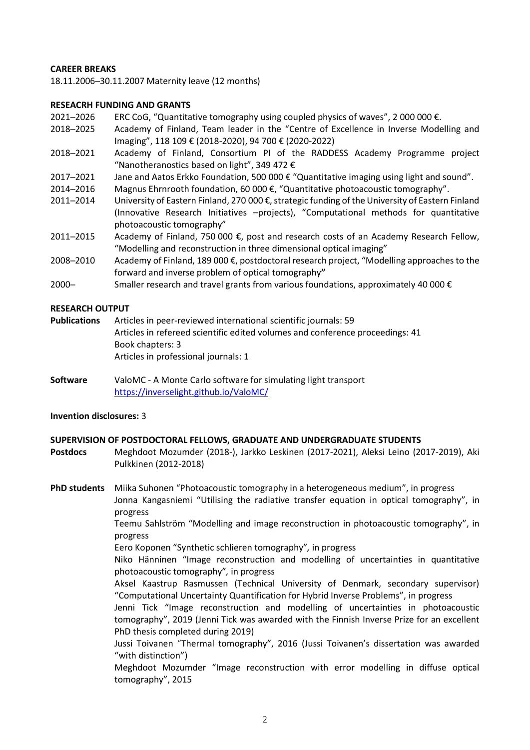**CAREER BREAKS**

18.11.2006–30.11.2007 Maternity leave (12 months)

**RESEACRH FUNDING AND GRANTS**

| | |
|---|---|
| 2021–2026 | ERC CoG, "Quantitative tomography using coupled physics of waves", 2 000 000 €. |
| 2018–2025 | Academy of Finland, Team leader in the "Centre of Excellence in Inverse Modelling and Imaging", 118 109 € (2018-2020), 94 700 € (2020-2022) |
| 2018–2021 | Academy of Finland, Consortium PI of the RADDESS Academy Programme project "Nanotheranostics based on light", 349 472 € |
| 2017–2021 | Jane and Aatos Erkko Foundation, 500 000 € "Quantitative imaging using light and sound". |
| 2014–2016 | Magnus Ehrnrooth foundation, 60 000 €, "Quantitative photoacoustic tomography". |
| 2011–2014 | University of Eastern Finland, 270 000 €, strategic funding of the University of Eastern Finland (Innovative Research Initiatives –projects), "Computational methods for quantitative photoacoustic tomography" |
| 2011–2015 | Academy of Finland, 750 000 €, post and research costs of an Academy Research Fellow, "Modelling and reconstruction in three dimensional optical imaging" |
| 2008–2010 | Academy of Finland, 189 000 €, postdoctoral research project, "Modelling approaches to the forward and inverse problem of optical tomography**"** |
| 2000– | Smaller research and travel grants from various foundations, approximately 40 000 € |

**RESEARCH OUTPUT**

**Publications**
Articles in peer-reviewed international scientific journals: 59
Articles in refereed scientific edited volumes and conference proceedings: 41
Book chapters: 3
Articles in professional journals: 1

**Software**
ValoMC - A Monte Carlo software for simulating light transport
https://inverselight.github.io/ValoMC/

**Invention disclosures:** 3

**SUPERVISION OF POSTDOCTORAL FELLOWS, GRADUATE AND UNDERGRADUATE STUDENTS**

**Postdocs**
Meghdoot Mozumder (2018-), Jarkko Leskinen (2017-2021), Aleksi Leino (2017-2019), Aki Pulkkinen (2012-2018)

**PhD students**
Miika Suhonen "Photoacoustic tomography in a heterogeneous medium", in progress
Jonna Kangasniemi "Utilising the radiative transfer equation in optical tomography", in progress
Teemu Sahlström "Modelling and image reconstruction in photoacoustic tomography", in progress
Eero Koponen "Synthetic schlieren tomography"*,* in progress
Niko Hänninen "Image reconstruction and modelling of uncertainties in quantitative photoacoustic tomography"*,* in progress
Aksel Kaastrup Rasmussen (Technical University of Denmark, secondary supervisor) "Computational Uncertainty Quantification for Hybrid Inverse Problems", in progress
Jenni Tick "Image reconstruction and modelling of uncertainties in photoacoustic tomography", 2019 (Jenni Tick was awarded with the Finnish Inverse Prize for an excellent PhD thesis completed during 2019)
Jussi Toivanen "Thermal tomography", 2016 (Jussi Toivanen's dissertation was awarded "with distinction")
Meghdoot Mozumder "Image reconstruction with error modelling in diffuse optical tomography", 2015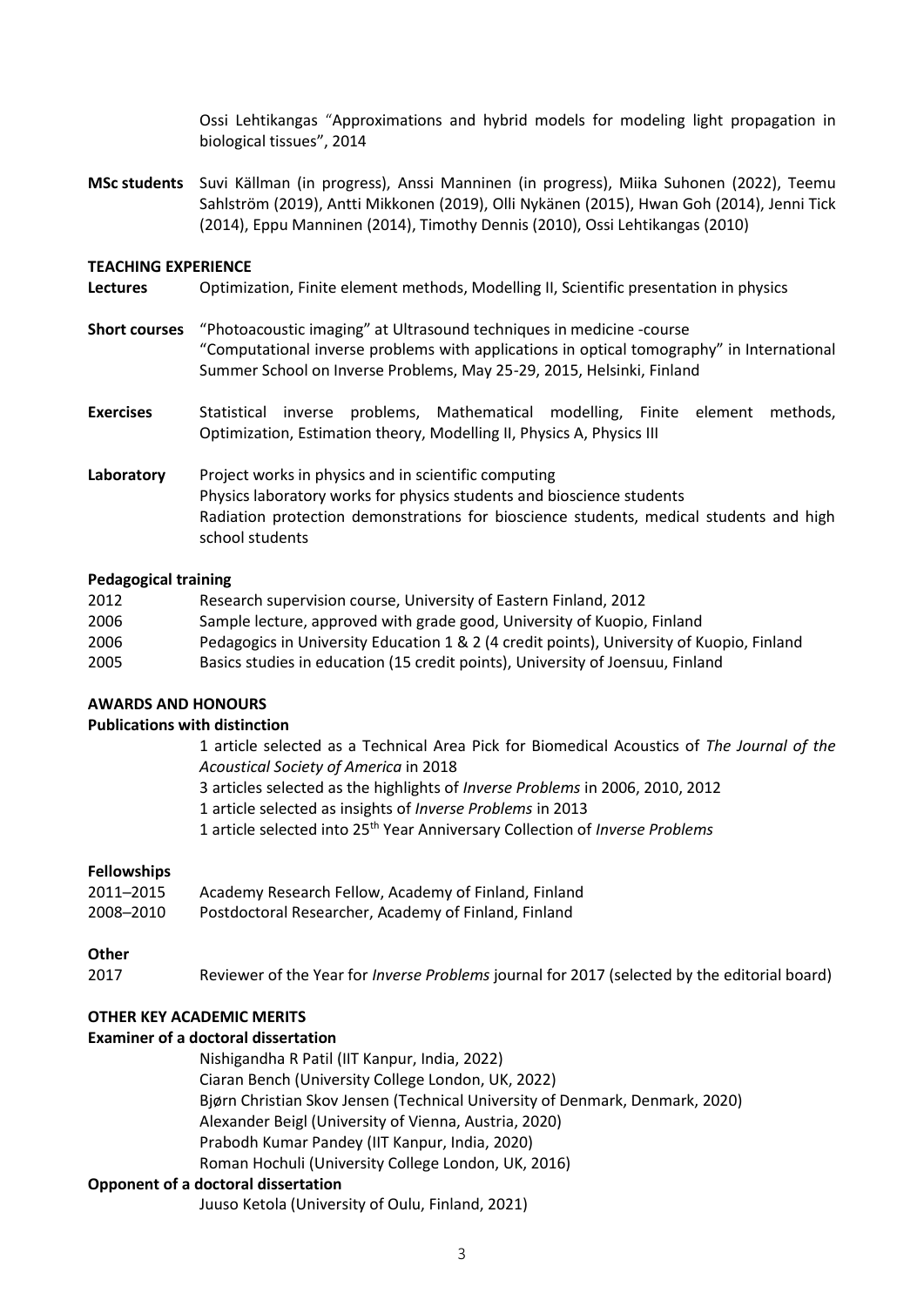Ossi Lehtikangas "Approximations and hybrid models for modeling light propagation in biological tissues", 2014

**MSc students** Suvi Källman (in progress), Anssi Manninen (in progress), Miika Suhonen (2022), Teemu Sahlström (2019), Antti Mikkonen (2019), Olli Nykänen (2015), Hwan Goh (2014), Jenni Tick (2014), Eppu Manninen (2014), Timothy Dennis (2010), Ossi Lehtikangas (2010)

## TEACHING EXPERIENCE

**Lectures** Optimization, Finite element methods, Modelling II, Scientific presentation in physics

**Short courses** "Photoacoustic imaging" at Ultrasound techniques in medicine -course
"Computational inverse problems with applications in optical tomography" in International Summer School on Inverse Problems, May 25-29, 2015, Helsinki, Finland

**Exercises** Statistical inverse problems, Mathematical modelling, Finite element methods, Optimization, Estimation theory, Modelling II, Physics A, Physics III

**Laboratory** Project works in physics and in scientific computing
Physics laboratory works for physics students and bioscience students
Radiation protection demonstrations for bioscience students, medical students and high school students

### Pedagogical training

2012 Research supervision course, University of Eastern Finland, 2012
2006 Sample lecture, approved with grade good, University of Kuopio, Finland
2006 Pedagogics in University Education 1 & 2 (4 credit points), University of Kuopio, Finland
2005 Basics studies in education (15 credit points), University of Joensuu, Finland

## AWARDS AND HONOURS

### Publications with distinction

1 article selected as a Technical Area Pick for Biomedical Acoustics of *The Journal of the Acoustical Society of America* in 2018
3 articles selected as the highlights of *Inverse Problems* in 2006, 2010, 2012
1 article selected as insights of *Inverse Problems* in 2013
1 article selected into 25th Year Anniversary Collection of *Inverse Problems*

### Fellowships

2011–2015 Academy Research Fellow, Academy of Finland, Finland
2008–2010 Postdoctoral Researcher, Academy of Finland, Finland

### Other

2017 Reviewer of the Year for *Inverse Problems* journal for 2017 (selected by the editorial board)

## OTHER KEY ACADEMIC MERITS

### Examiner of a doctoral dissertation

Nishigandha R Patil (IIT Kanpur, India, 2022)
Ciaran Bench (University College London, UK, 2022)
Bjørn Christian Skov Jensen (Technical University of Denmark, Denmark, 2020)
Alexander Beigl (University of Vienna, Austria, 2020)
Prabodh Kumar Pandey (IIT Kanpur, India, 2020)
Roman Hochuli (University College London, UK, 2016)

### Opponent of a doctoral dissertation

Juuso Ketola (University of Oulu, Finland, 2021)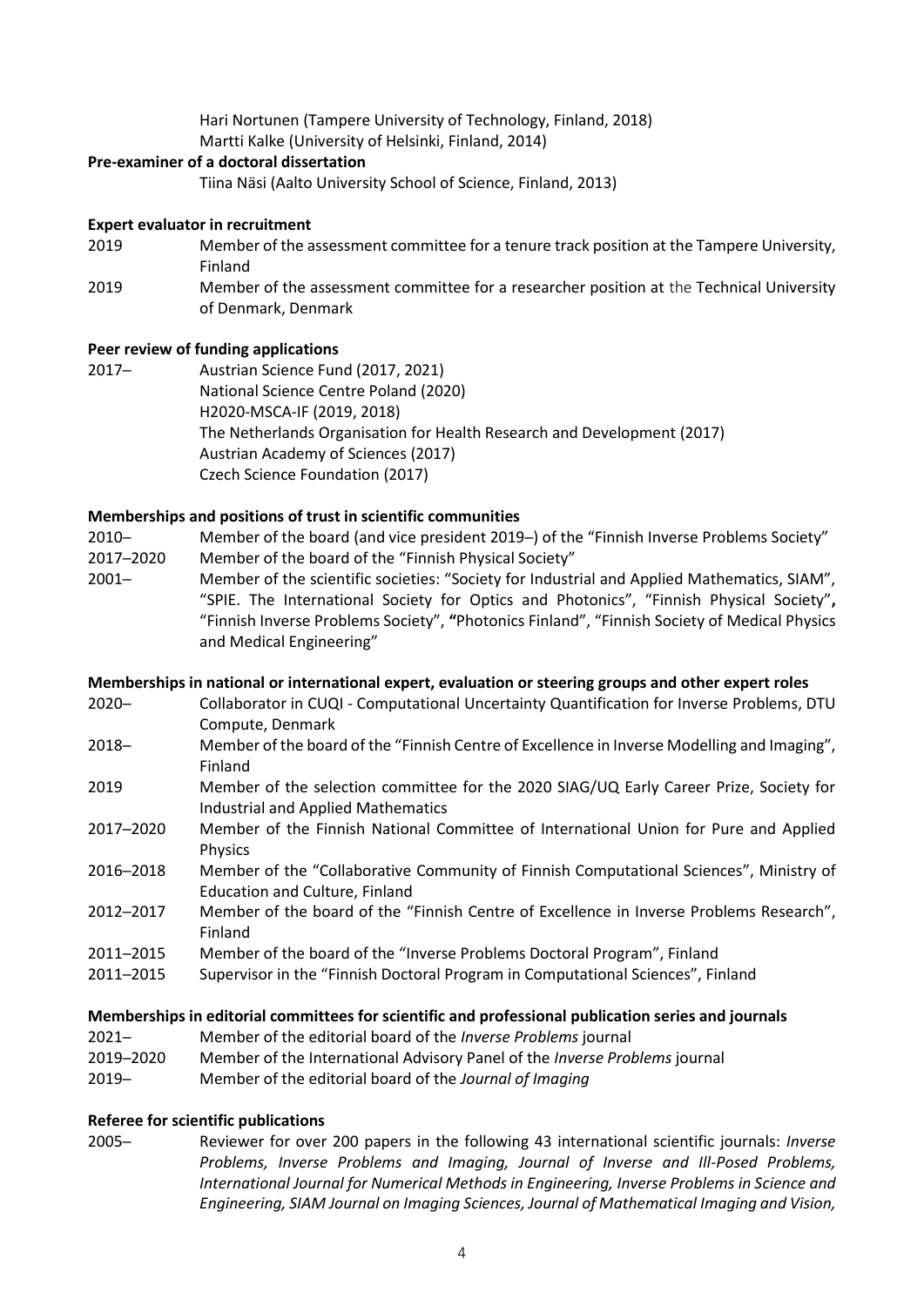Hari Nortunen (Tampere University of Technology, Finland, 2018)
Martti Kalke (University of Helsinki, Finland, 2014)

**Pre-examiner of a doctoral dissertation**

Tiina Näsi (Aalto University School of Science, Finland, 2013)

**Expert evaluator in recruitment**

2019 Member of the assessment committee for a tenure track position at the Tampere University, Finland

2019 Member of the assessment committee for a researcher position at the Technical University of Denmark, Denmark

**Peer review of funding applications**

2017– Austrian Science Fund (2017, 2021)
National Science Centre Poland (2020)
H2020-MSCA-IF (2019, 2018)
The Netherlands Organisation for Health Research and Development (2017)
Austrian Academy of Sciences (2017)
Czech Science Foundation (2017)

**Memberships and positions of trust in scientific communities**

2010– Member of the board (and vice president 2019–) of the "Finnish Inverse Problems Society"

2017–2020 Member of the board of the "Finnish Physical Society"

2001– Member of the scientific societies: "Society for Industrial and Applied Mathematics, SIAM", "SPIE. The International Society for Optics and Photonics", "Finnish Physical Society", "Finnish Inverse Problems Society", "Photonics Finland", "Finnish Society of Medical Physics and Medical Engineering"

**Memberships in national or international expert, evaluation or steering groups and other expert roles**

2020– Collaborator in CUQI - Computational Uncertainty Quantification for Inverse Problems, DTU Compute, Denmark

2018– Member of the board of the "Finnish Centre of Excellence in Inverse Modelling and Imaging", Finland

2019 Member of the selection committee for the 2020 SIAG/UQ Early Career Prize, Society for Industrial and Applied Mathematics

2017–2020 Member of the Finnish National Committee of International Union for Pure and Applied Physics

2016–2018 Member of the "Collaborative Community of Finnish Computational Sciences", Ministry of Education and Culture, Finland

2012–2017 Member of the board of the "Finnish Centre of Excellence in Inverse Problems Research", Finland

2011–2015 Member of the board of the "Inverse Problems Doctoral Program", Finland

2011–2015 Supervisor in the "Finnish Doctoral Program in Computational Sciences", Finland

**Memberships in editorial committees for scientific and professional publication series and journals**

2021– Member of the editorial board of the *Inverse Problems* journal

2019–2020 Member of the International Advisory Panel of the *Inverse Problems* journal

2019– Member of the editorial board of the *Journal of Imaging*

**Referee for scientific publications**

2005– Reviewer for over 200 papers in the following 43 international scientific journals: *Inverse Problems, Inverse Problems and Imaging, Journal of Inverse and Ill-Posed Problems, International Journal for Numerical Methods in Engineering, Inverse Problems in Science and Engineering, SIAM Journal on Imaging Sciences, Journal of Mathematical Imaging and Vision,*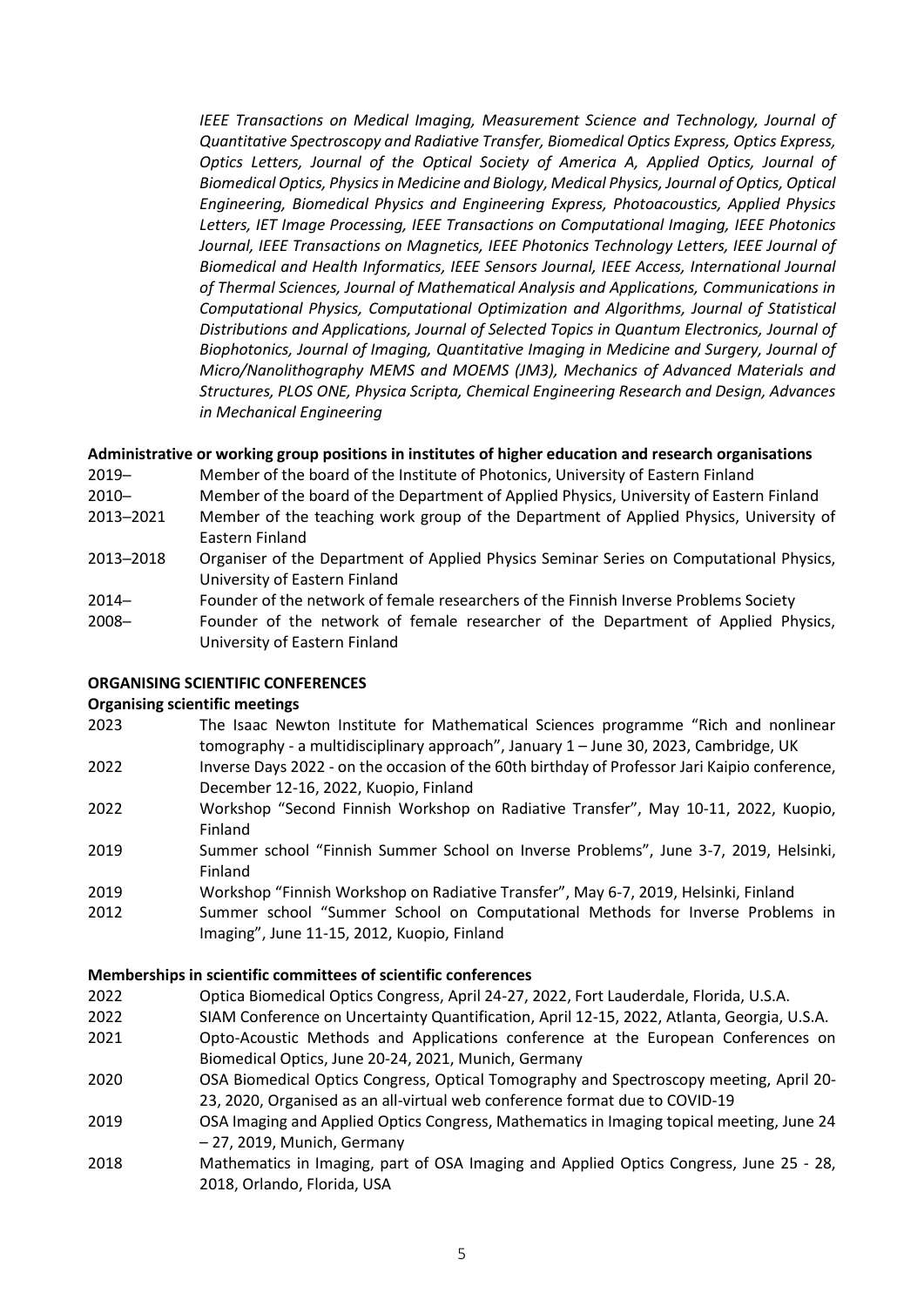*IEEE Transactions on Medical Imaging, Measurement Science and Technology, Journal of Quantitative Spectroscopy and Radiative Transfer, Biomedical Optics Express, Optics Express, Optics Letters, Journal of the Optical Society of America A, Applied Optics, Journal of Biomedical Optics, Physics in Medicine and Biology, Medical Physics, Journal of Optics, Optical Engineering, Biomedical Physics and Engineering Express, Photoacoustics, Applied Physics Letters, IET Image Processing, IEEE Transactions on Computational Imaging, IEEE Photonics Journal, IEEE Transactions on Magnetics, IEEE Photonics Technology Letters, IEEE Journal of Biomedical and Health Informatics, IEEE Sensors Journal, IEEE Access, International Journal of Thermal Sciences, Journal of Mathematical Analysis and Applications, Communications in Computational Physics, Computational Optimization and Algorithms, Journal of Statistical Distributions and Applications, Journal of Selected Topics in Quantum Electronics, Journal of Biophotonics, Journal of Imaging, Quantitative Imaging in Medicine and Surgery, Journal of Micro/Nanolithography MEMS and MOEMS (JM3), Mechanics of Advanced Materials and Structures, PLOS ONE, Physica Scripta, Chemical Engineering Research and Design, Advances in Mechanical Engineering*

**Administrative or working group positions in institutes of higher education and research organisations**

| | |
|---|---|
| 2019– | Member of the board of the Institute of Photonics, University of Eastern Finland |
| 2010– | Member of the board of the Department of Applied Physics, University of Eastern Finland |
| 2013–2021 | Member of the teaching work group of the Department of Applied Physics, University of Eastern Finland |
| 2013–2018 | Organiser of the Department of Applied Physics Seminar Series on Computational Physics, University of Eastern Finland |
| 2014– | Founder of the network of female researchers of the Finnish Inverse Problems Society |
| 2008– | Founder of the network of female researcher of the Department of Applied Physics, University of Eastern Finland |

## ORGANISING SCIENTIFIC CONFERENCES

**Organising scientific meetings**

| | |
|---|---|
| 2023 | The Isaac Newton Institute for Mathematical Sciences programme "Rich and nonlinear tomography - a multidisciplinary approach", January 1 – June 30, 2023, Cambridge, UK |
| 2022 | Inverse Days 2022 - on the occasion of the 60th birthday of Professor Jari Kaipio conference, December 12-16, 2022, Kuopio, Finland |
| 2022 | Workshop "Second Finnish Workshop on Radiative Transfer", May 10-11, 2022, Kuopio, Finland |
| 2019 | Summer school "Finnish Summer School on Inverse Problems", June 3-7, 2019, Helsinki, Finland |
| 2019 | Workshop "Finnish Workshop on Radiative Transfer", May 6-7, 2019, Helsinki, Finland |
| 2012 | Summer school "Summer School on Computational Methods for Inverse Problems in Imaging", June 11-15, 2012, Kuopio, Finland |

**Memberships in scientific committees of scientific conferences**

| | |
|---|---|
| 2022 | Optica Biomedical Optics Congress, April 24-27, 2022, Fort Lauderdale, Florida, U.S.A. |
| 2022 | SIAM Conference on Uncertainty Quantification, April 12-15, 2022, Atlanta, Georgia, U.S.A. |
| 2021 | Opto-Acoustic Methods and Applications conference at the European Conferences on Biomedical Optics, June 20-24, 2021, Munich, Germany |
| 2020 | OSA Biomedical Optics Congress, Optical Tomography and Spectroscopy meeting, April 20-23, 2020, Organised as an all-virtual web conference format due to COVID-19 |
| 2019 | OSA Imaging and Applied Optics Congress, Mathematics in Imaging topical meeting, June 24 – 27, 2019, Munich, Germany |
| 2018 | Mathematics in Imaging, part of OSA Imaging and Applied Optics Congress, June 25 - 28, 2018, Orlando, Florida, USA |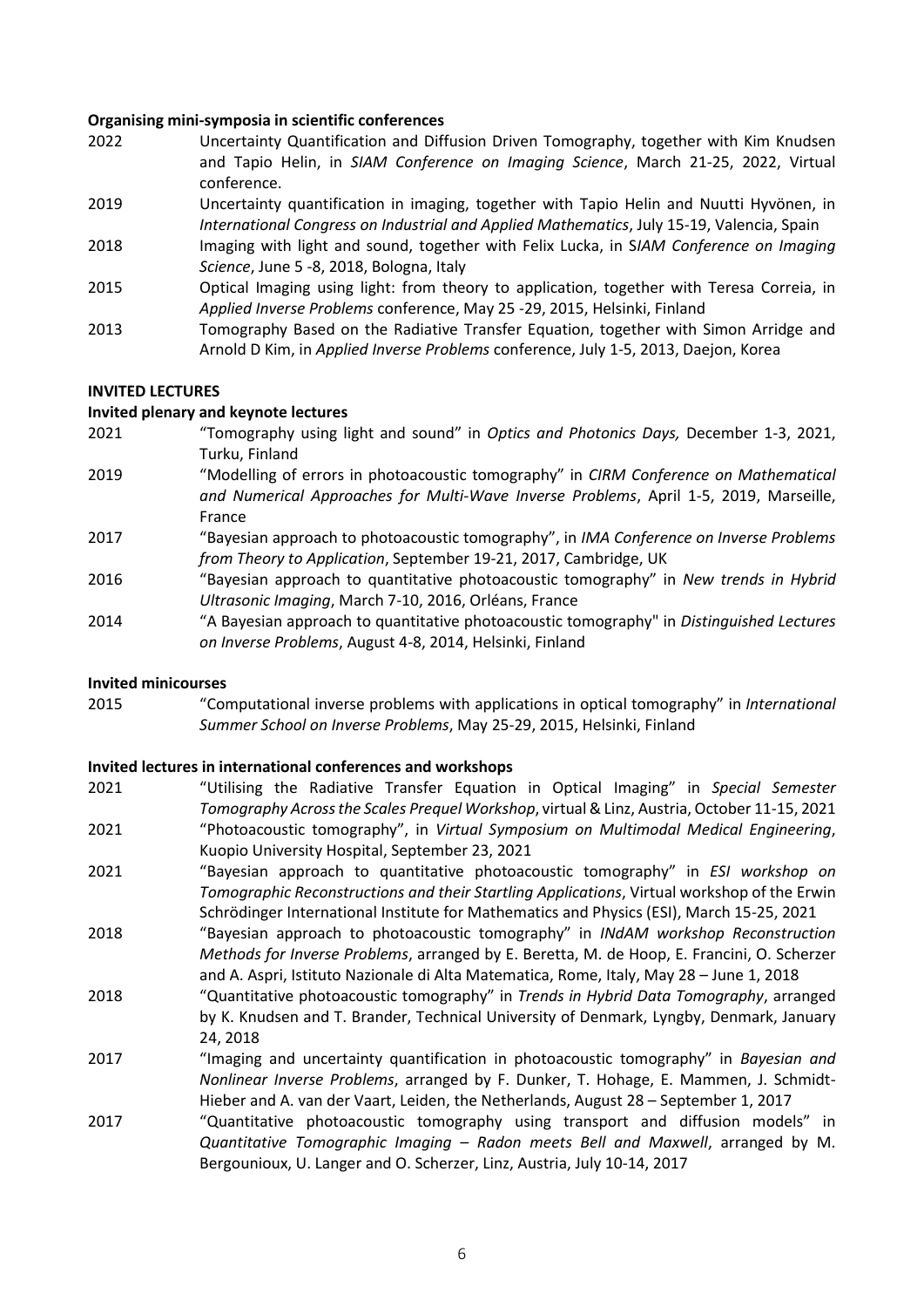**Organising mini-symposia in scientific conferences**

2022 Uncertainty Quantification and Diffusion Driven Tomography, together with Kim Knudsen and Tapio Helin, in *SIAM Conference on Imaging Science*, March 21-25, 2022, Virtual conference.

2019 Uncertainty quantification in imaging, together with Tapio Helin and Nuutti Hyvönen, in *International Congress on Industrial and Applied Mathematics*, July 15-19, Valencia, Spain

2018 Imaging with light and sound, together with Felix Lucka, in S*IAM Conference on Imaging Science*, June 5 -8, 2018, Bologna, Italy

2015 Optical Imaging using light: from theory to application, together with Teresa Correia, in *Applied Inverse Problems* conference, May 25 -29, 2015, Helsinki, Finland

2013 Tomography Based on the Radiative Transfer Equation, together with Simon Arridge and Arnold D Kim, in *Applied Inverse Problems* conference, July 1-5, 2013, Daejon, Korea

**INVITED LECTURES**

**Invited plenary and keynote lectures**

2021 "Tomography using light and sound" in *Optics and Photonics Days,* December 1-3, 2021, Turku, Finland

2019 "Modelling of errors in photoacoustic tomography" in *CIRM Conference on Mathematical and Numerical Approaches for Multi-Wave Inverse Problems*, April 1-5, 2019, Marseille, France

2017 "Bayesian approach to photoacoustic tomography", in *IMA Conference on Inverse Problems from Theory to Application*, September 19-21, 2017, Cambridge, UK

2016 "Bayesian approach to quantitative photoacoustic tomography" in *New trends in Hybrid Ultrasonic Imaging*, March 7-10, 2016, Orléans, France

2014 "A Bayesian approach to quantitative photoacoustic tomography" in *Distinguished Lectures on Inverse Problems*, August 4-8, 2014, Helsinki, Finland

**Invited minicourses**

2015 "Computational inverse problems with applications in optical tomography" in *International Summer School on Inverse Problems*, May 25-29, 2015, Helsinki, Finland

**Invited lectures in international conferences and workshops**

2021 "Utilising the Radiative Transfer Equation in Optical Imaging" in *Special Semester Tomography Across the Scales Prequel Workshop*, virtual & Linz, Austria, October 11-15, 2021

2021 "Photoacoustic tomography", in *Virtual Symposium on Multimodal Medical Engineering*, Kuopio University Hospital, September 23, 2021

2021 "Bayesian approach to quantitative photoacoustic tomography" in *ESI workshop on Tomographic Reconstructions and their Startling Applications*, Virtual workshop of the Erwin Schrödinger International Institute for Mathematics and Physics (ESI), March 15-25, 2021

2018 "Bayesian approach to photoacoustic tomography" in *INdAM workshop Reconstruction Methods for Inverse Problems*, arranged by E. Beretta, M. de Hoop, E. Francini, O. Scherzer and A. Aspri, Istituto Nazionale di Alta Matematica, Rome, Italy, May 28 – June 1, 2018

2018 "Quantitative photoacoustic tomography" in *Trends in Hybrid Data Tomography*, arranged by K. Knudsen and T. Brander, Technical University of Denmark, Lyngby, Denmark, January 24, 2018

2017 "Imaging and uncertainty quantification in photoacoustic tomography" in *Bayesian and Nonlinear Inverse Problems*, arranged by F. Dunker, T. Hohage, E. Mammen, J. Schmidt-Hieber and A. van der Vaart, Leiden, the Netherlands, August 28 – September 1, 2017

2017 "Quantitative photoacoustic tomography using transport and diffusion models" in *Quantitative Tomographic Imaging – Radon meets Bell and Maxwell*, arranged by M. Bergounioux, U. Langer and O. Scherzer, Linz, Austria, July 10-14, 2017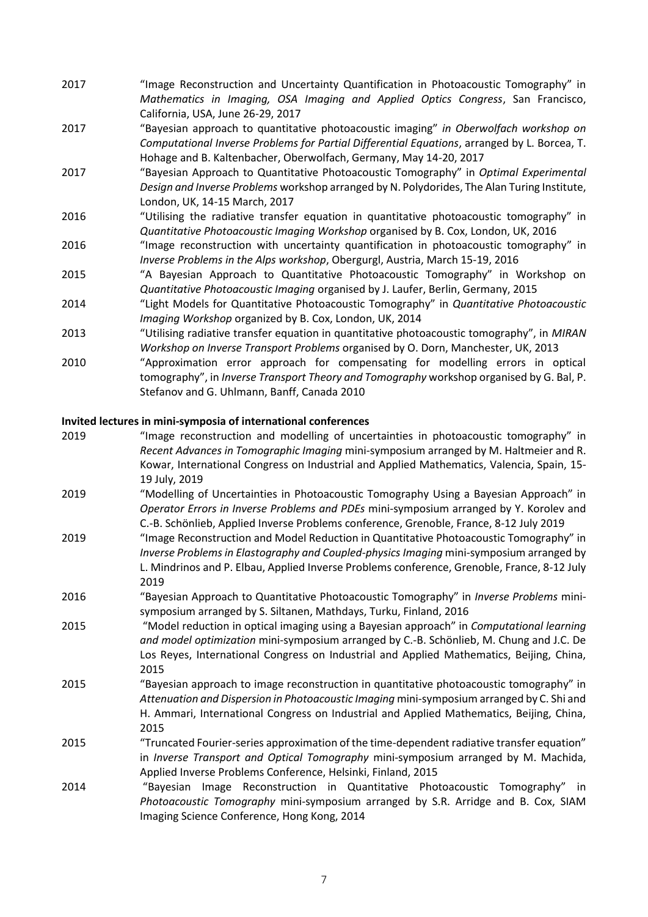2017 "Image Reconstruction and Uncertainty Quantification in Photoacoustic Tomography" in *Mathematics in Imaging, OSA Imaging and Applied Optics Congress*, San Francisco, California, USA, June 26-29, 2017

2017 "Bayesian approach to quantitative photoacoustic imaging" *in Oberwolfach workshop on Computational Inverse Problems for Partial Differential Equations*, arranged by L. Borcea, T. Hohage and B. Kaltenbacher, Oberwolfach, Germany, May 14-20, 2017

2017 "Bayesian Approach to Quantitative Photoacoustic Tomography" in *Optimal Experimental Design and Inverse Problems* workshop arranged by N. Polydorides, The Alan Turing Institute, London, UK, 14-15 March, 2017

2016 "Utilising the radiative transfer equation in quantitative photoacoustic tomography" in *Quantitative Photoacoustic Imaging Workshop* organised by B. Cox, London, UK, 2016

2016 "Image reconstruction with uncertainty quantification in photoacoustic tomography" in *Inverse Problems in the Alps workshop*, Obergurgl, Austria, March 15-19, 2016

2015 "A Bayesian Approach to Quantitative Photoacoustic Tomography" in Workshop on *Quantitative Photoacoustic Imaging* organised by J. Laufer, Berlin, Germany, 2015

2014 "Light Models for Quantitative Photoacoustic Tomography" in *Quantitative Photoacoustic Imaging Workshop* organized by B. Cox, London, UK, 2014

2013 "Utilising radiative transfer equation in quantitative photoacoustic tomography", in *MIRAN Workshop on Inverse Transport Problems* organised by O. Dorn, Manchester, UK, 2013

2010 "Approximation error approach for compensating for modelling errors in optical tomography", in *Inverse Transport Theory and Tomography* workshop organised by G. Bal, P. Stefanov and G. Uhlmann, Banff, Canada 2010

**Invited lectures in mini-symposia of international conferences**

2019 "Image reconstruction and modelling of uncertainties in photoacoustic tomography" in *Recent Advances in Tomographic Imaging* mini-symposium arranged by M. Haltmeier and R. Kowar, International Congress on Industrial and Applied Mathematics, Valencia, Spain, 15-19 July, 2019

2019 "Modelling of Uncertainties in Photoacoustic Tomography Using a Bayesian Approach" in *Operator Errors in Inverse Problems and PDEs* mini-symposium arranged by Y. Korolev and C.-B. Schönlieb, Applied Inverse Problems conference, Grenoble, France, 8-12 July 2019

2019 "Image Reconstruction and Model Reduction in Quantitative Photoacoustic Tomography" in *Inverse Problems in Elastography and Coupled-physics Imaging* mini-symposium arranged by L. Mindrinos and P. Elbau, Applied Inverse Problems conference, Grenoble, France, 8-12 July 2019

2016 "Bayesian Approach to Quantitative Photoacoustic Tomography" in *Inverse Problems* mini-symposium arranged by S. Siltanen, Mathdays, Turku, Finland, 2016

2015 "Model reduction in optical imaging using a Bayesian approach" in *Computational learning and model optimization* mini-symposium arranged by C.-B. Schönlieb, M. Chung and J.C. De Los Reyes, International Congress on Industrial and Applied Mathematics, Beijing, China, 2015

2015 "Bayesian approach to image reconstruction in quantitative photoacoustic tomography" in *Attenuation and Dispersion in Photoacoustic Imaging* mini-symposium arranged by C. Shi and H. Ammari, International Congress on Industrial and Applied Mathematics, Beijing, China, 2015

2015 "Truncated Fourier-series approximation of the time-dependent radiative transfer equation" in *Inverse Transport and Optical Tomography* mini-symposium arranged by M. Machida, Applied Inverse Problems Conference, Helsinki, Finland, 2015

2014 "Bayesian Image Reconstruction in Quantitative Photoacoustic Tomography" in *Photoacoustic Tomography* mini-symposium arranged by S.R. Arridge and B. Cox, SIAM Imaging Science Conference, Hong Kong, 2014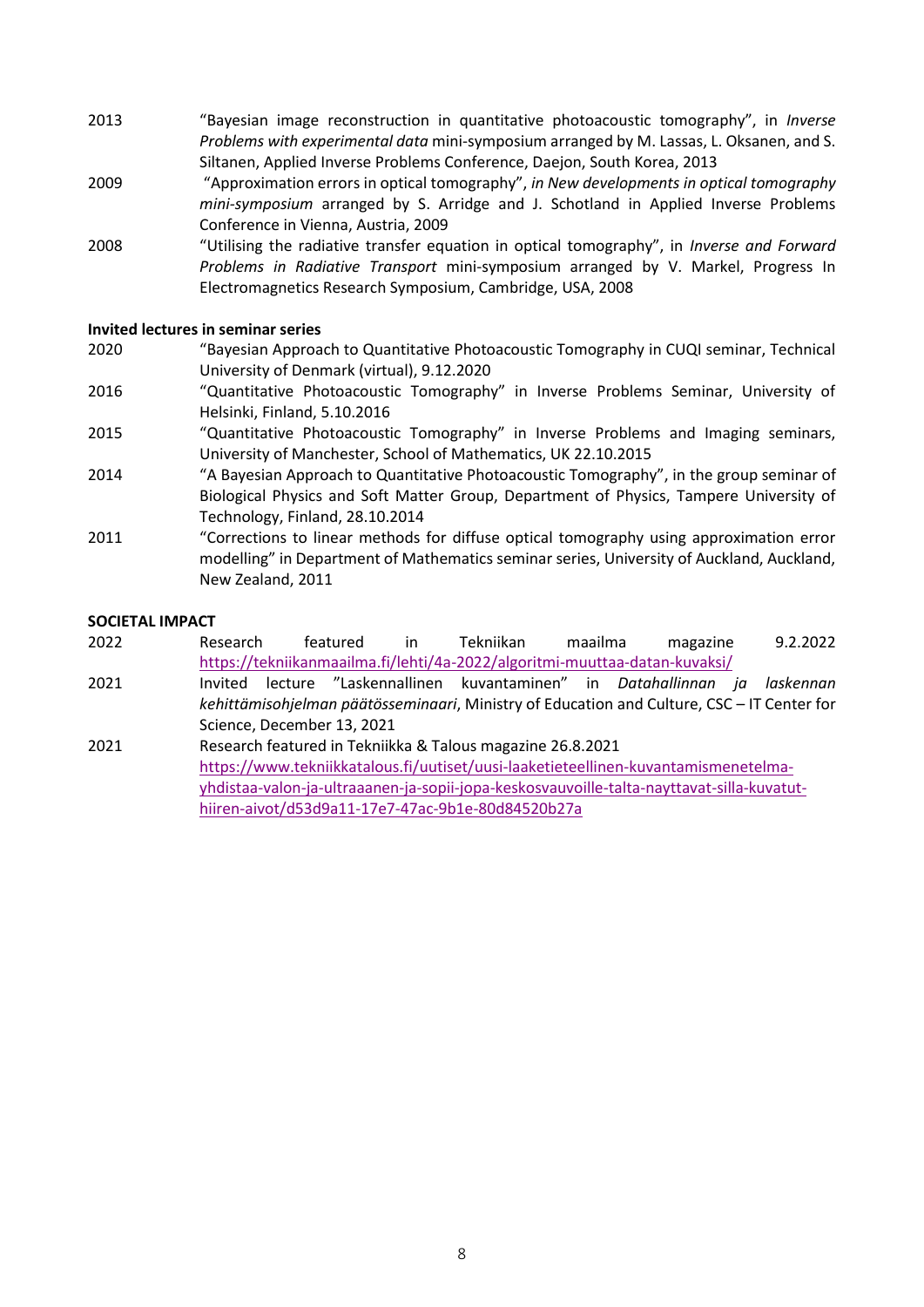2013 "Bayesian image reconstruction in quantitative photoacoustic tomography", in *Inverse Problems with experimental data* mini-symposium arranged by M. Lassas, L. Oksanen, and S. Siltanen, Applied Inverse Problems Conference, Daejon, South Korea, 2013

2009 "Approximation errors in optical tomography", *in New developments in optical tomography mini-symposium* arranged by S. Arridge and J. Schotland in Applied Inverse Problems Conference in Vienna, Austria, 2009

2008 "Utilising the radiative transfer equation in optical tomography", in *Inverse and Forward Problems in Radiative Transport* mini-symposium arranged by V. Markel, Progress In Electromagnetics Research Symposium, Cambridge, USA, 2008

**Invited lectures in seminar series**

2020 "Bayesian Approach to Quantitative Photoacoustic Tomography in CUQI seminar, Technical University of Denmark (virtual), 9.12.2020

2016 "Quantitative Photoacoustic Tomography" in Inverse Problems Seminar, University of Helsinki, Finland, 5.10.2016

2015 "Quantitative Photoacoustic Tomography" in Inverse Problems and Imaging seminars, University of Manchester, School of Mathematics, UK 22.10.2015

2014 "A Bayesian Approach to Quantitative Photoacoustic Tomography", in the group seminar of Biological Physics and Soft Matter Group, Department of Physics, Tampere University of Technology, Finland, 28.10.2014

2011 "Corrections to linear methods for diffuse optical tomography using approximation error modelling" in Department of Mathematics seminar series, University of Auckland, Auckland, New Zealand, 2011

**SOCIETAL IMPACT**

2022 Research featured in Tekniikan maailma magazine 9.2.2022 https://tekniikanmaailma.fi/lehti/4a-2022/algoritmi-muuttaa-datan-kuvaksi/

2021 Invited lecture "Laskennallinen kuvantaminen" in *Datahallinnan ja laskennan kehittämisohjelman päätösseminaari*, Ministry of Education and Culture, CSC – IT Center for Science, December 13, 2021

2021 Research featured in Tekniikka & Talous magazine 26.8.2021 https://www.tekniikkatalous.fi/uutiset/uusi-laaketieteellinen-kuvantamismenetelma-yhdistaa-valon-ja-ultraaanen-ja-sopii-jopa-keskosvauvoille-talta-nayttavat-silla-kuvatut-hiiren-aivot/d53d9a11-17e7-47ac-9b1e-80d84520b27a